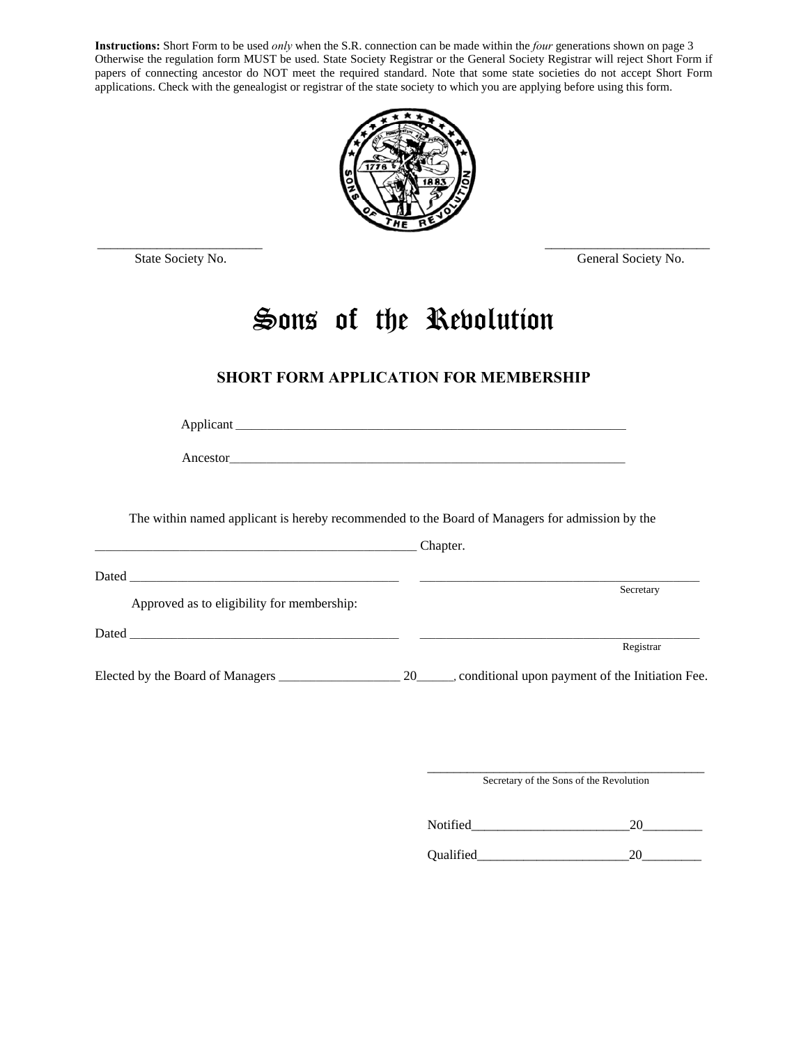**Instructions:** Short Form to be used *only* when the S.R. connection can be made within the *four* generations shown on page 3 Otherwise the regulation form MUST be used. State Society Registrar or the General Society Registrar will reject Short Form if papers of connecting ancestor do NOT meet the required standard. Note that some state societies do not accept Short Form applications. Check with the genealogist or registrar of the state society to which you are applying before using this form.

_________________________ State Society No.

_________________________ General Society No.

# Sons of the Revolution

## SHORT FORM APPLICATION FOR MEMBERSHIP

Applicant ___________________________________________________________

Ancestor____________________________________________________________

The within named applicant is hereby recommended to the Board of Managers for admission by the

__________________________________________________ Chapter.

Dated __________________________________________ ____________________________________________
Secretary

Approved as to eligibility for membership:

Dated __________________________________________ ____________________________________________
Registrar

Elected by the Board of Managers __________________ 20_____, conditional upon payment of the Initiation Fee.

____________________________________________
Secretary of the Sons of the Revolution

Notified________________________20_________

Qualified_______________________20_________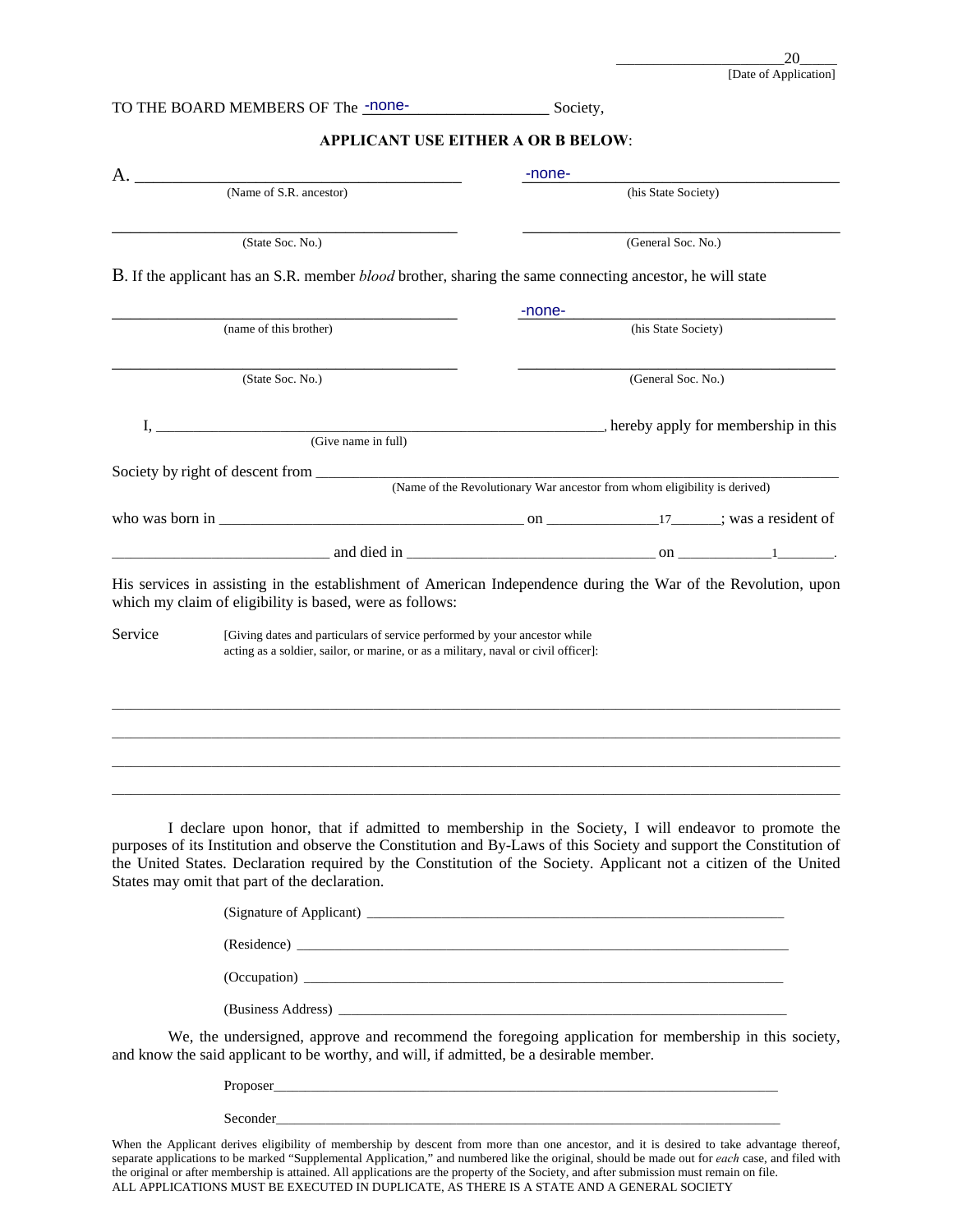_____________________20_____
[Date of Application]

TO THE BOARD MEMBERS OF The -none-_____________________ Society,

**APPLICANT USE EITHER A OR B BELOW**:

A. ______________________________________ -none-______________________________________
(Name of S.R. ancestor) (his State Society)

______________________________________ ______________________________________
(State Soc. No.) (General Soc. No.)

B. If the applicant has an S.R. member *blood* brother, sharing the same connecting ancestor, he will state

______________________________________ -none-______________________________________
(name of this brother) (his State Society)

______________________________________ ______________________________________
(State Soc. No.) (General Soc. No.)

I, ____________________________________________________________, hereby apply for membership in this
(Give name in full)

Society by right of descent from ______________________________________________________________________
(Name of the Revolutionary War ancestor from whom eligibility is derived)

who was born in ________________________________________ on _______________17_______; was a resident of

____________________________ and died in _________________________________ on _____________1________.

His services in assisting in the establishment of American Independence during the War of the Revolution, upon which my claim of eligibility is based, were as follows:

Service [Giving dates and particulars of service performed by your ancestor while acting as a soldier, sailor, or marine, or as a military, naval or civil officer]:

_____________________________________________________________________________________________

_____________________________________________________________________________________________

_____________________________________________________________________________________________

_____________________________________________________________________________________________

I declare upon honor, that if admitted to membership in the Society, I will endeavor to promote the purposes of its Institution and observe the Constitution and By-Laws of this Society and support the Constitution of the United States. Declaration required by the Constitution of the Society. Applicant not a citizen of the United States may omit that part of the declaration.

(Signature of Applicant) ____________________________________________________________

(Residence) ______________________________________________________________________

(Occupation) _____________________________________________________________________

(Business Address) ________________________________________________________________

We, the undersigned, approve and recommend the foregoing application for membership in this society, and know the said applicant to be worthy, and will, if admitted, be a desirable member.

Proposer________________________________________________________________________

Seconder________________________________________________________________________

When the Applicant derives eligibility of membership by descent from more than one ancestor, and it is desired to take advantage thereof, separate applications to be marked "Supplemental Application," and numbered like the original, should be made out for *each* case, and filed with the original or after membership is attained. All applications are the property of the Society, and after submission must remain on file.
ALL APPLICATIONS MUST BE EXECUTED IN DUPLICATE, AS THERE IS A STATE AND A GENERAL SOCIETY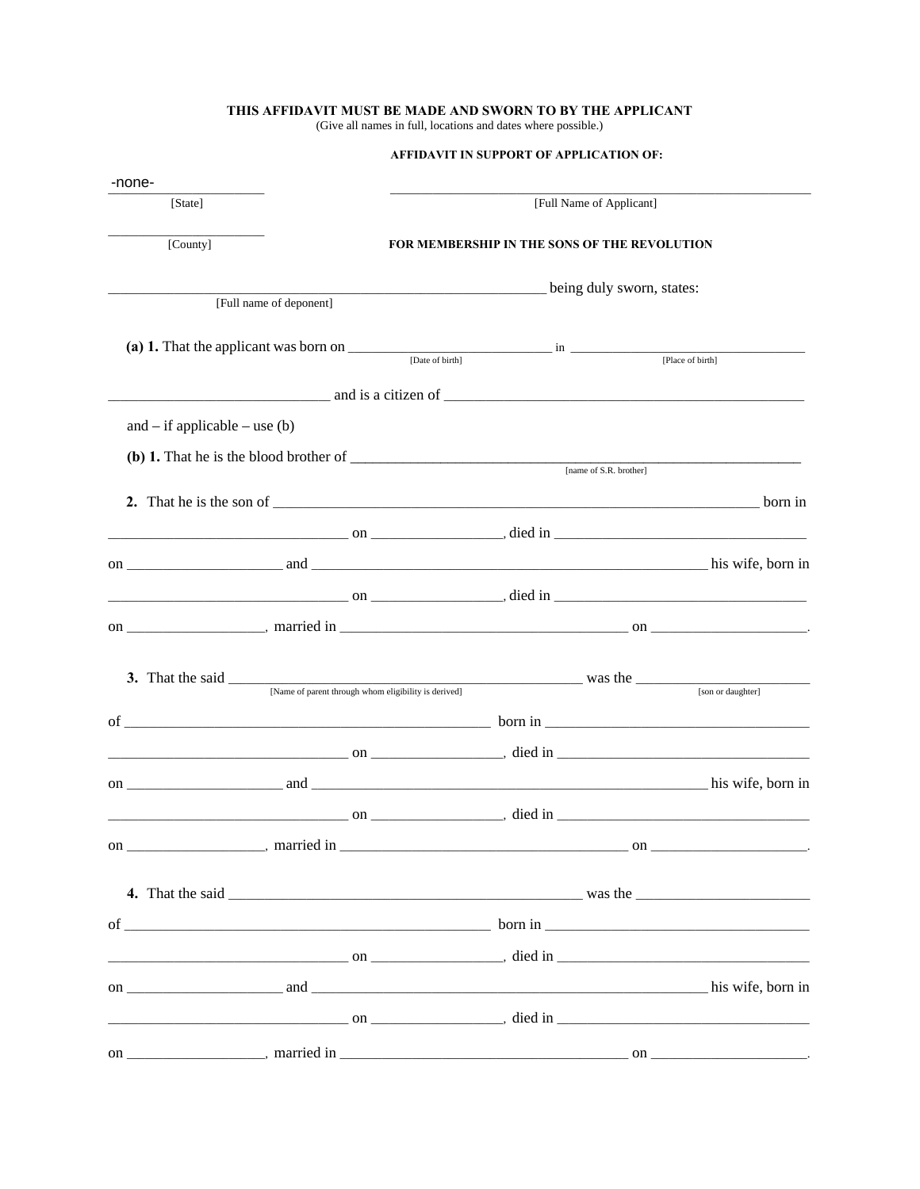**THIS AFFIDAVIT MUST BE MADE AND SWORN TO BY THE APPLICANT**
(Give all names in full, locations and dates where possible.)

**AFFIDAVIT IN SUPPORT OF APPLICATION OF:**

-none-
______________________ [State]

______________________________________________________________ [Full Name of Applicant]

______________________ [County]

**FOR MEMBERSHIP IN THE SONS OF THE REVOLUTION**

______________________________________________________________ being duly sworn, states:
[Full name of deponent]

**(a) 1.** That the applicant was born on ______________________________ in ________________________________
[Date of birth] [Place of birth]

______________________________ and is a citizen of __________________________________________________

and – if applicable – use (b)

**(b) 1.** That he is the blood brother of ____________________________________________________________
[name of S.R. brother]

**2.** That he is the son of __________________________________________________________________ born in

________________________________ on _________________, died in __________________________________

on ____________________ and ______________________________________________________ his wife, born in

________________________________ on _________________, died in __________________________________

on __________________, married in ______________________________________ on ____________________.

**3.** That the said ______________________________________________ was the _______________________
[Name of parent through whom eligibility is derived] [son or daughter]

of _________________________________________________ born in ____________________________________

________________________________ on _________________, died in ____________________________________

on ____________________ and ______________________________________________________ his wife, born in

________________________________ on _________________, died in ____________________________________

on __________________, married in ______________________________________ on ____________________.

**4.** That the said ______________________________________________ was the _______________________

of _________________________________________________ born in ____________________________________

________________________________ on _________________, died in ____________________________________

on ____________________ and ______________________________________________________ his wife, born in

________________________________ on _________________, died in ____________________________________

on __________________, married in ______________________________________ on ____________________.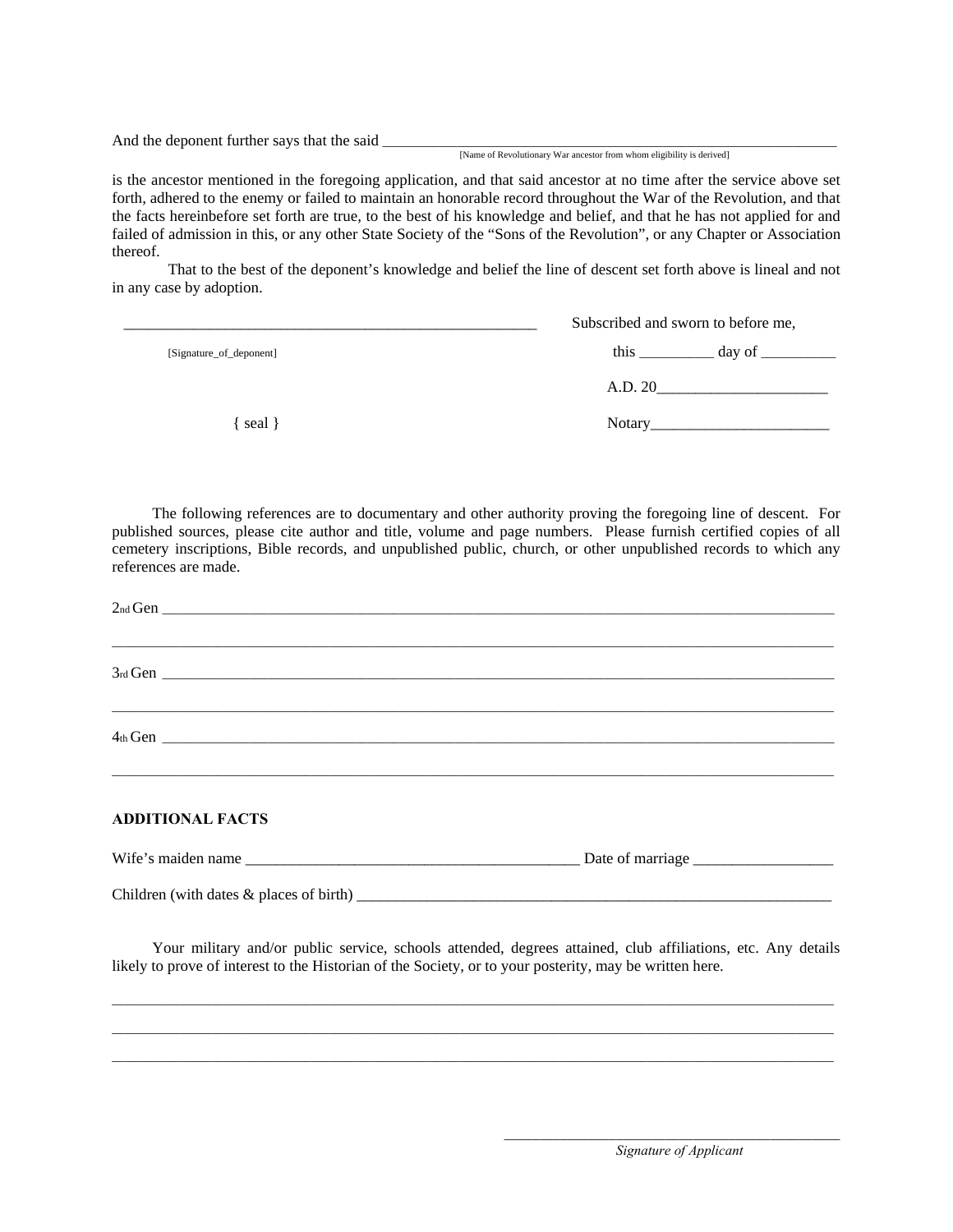And the deponent further says that the said ____________________________________________________________
[Name of Revolutionary War ancestor from whom eligibility is derived]

is the ancestor mentioned in the foregoing application, and that said ancestor at no time after the service above set forth, adhered to the enemy or failed to maintain an honorable record throughout the War of the Revolution, and that the facts hereinbefore set forth are true, to the best of his knowledge and belief, and that he has not applied for and failed of admission in this, or any other State Society of the "Sons of the Revolution", or any Chapter or Association thereof.

That to the best of the deponent's knowledge and belief the line of descent set forth above is lineal and not in any case by adoption.

_____________________________________________________ Subscribed and sworn to before me,

[Signature_of_deponent] this _________ day of _________

A.D. 20_____________________

{ seal } Notary______________________

The following references are to documentary and other authority proving the foregoing line of descent. For published sources, please cite author and title, volume and page numbers. Please furnish certified copies of all cemetery inscriptions, Bible records, and unpublished public, church, or other unpublished records to which any references are made.

2nd Gen ____________________________________________________________________________________

____________________________________________________________________________________________

3rd Gen ____________________________________________________________________________________

____________________________________________________________________________________________

4th Gen ____________________________________________________________________________________

____________________________________________________________________________________________

**ADDITIONAL FACTS**

Wife's maiden name ___________________________________________ Date of marriage _________________

Children (with dates & places of birth) ______________________________________________________________

Your military and/or public service, schools attended, degrees attained, club affiliations, etc. Any details likely to prove of interest to the Historian of the Society, or to your posterity, may be written here.

____________________________________________________________________________________________

____________________________________________________________________________________________

____________________________________________________________________________________________

_________________________________________
*Signature of Applicant*